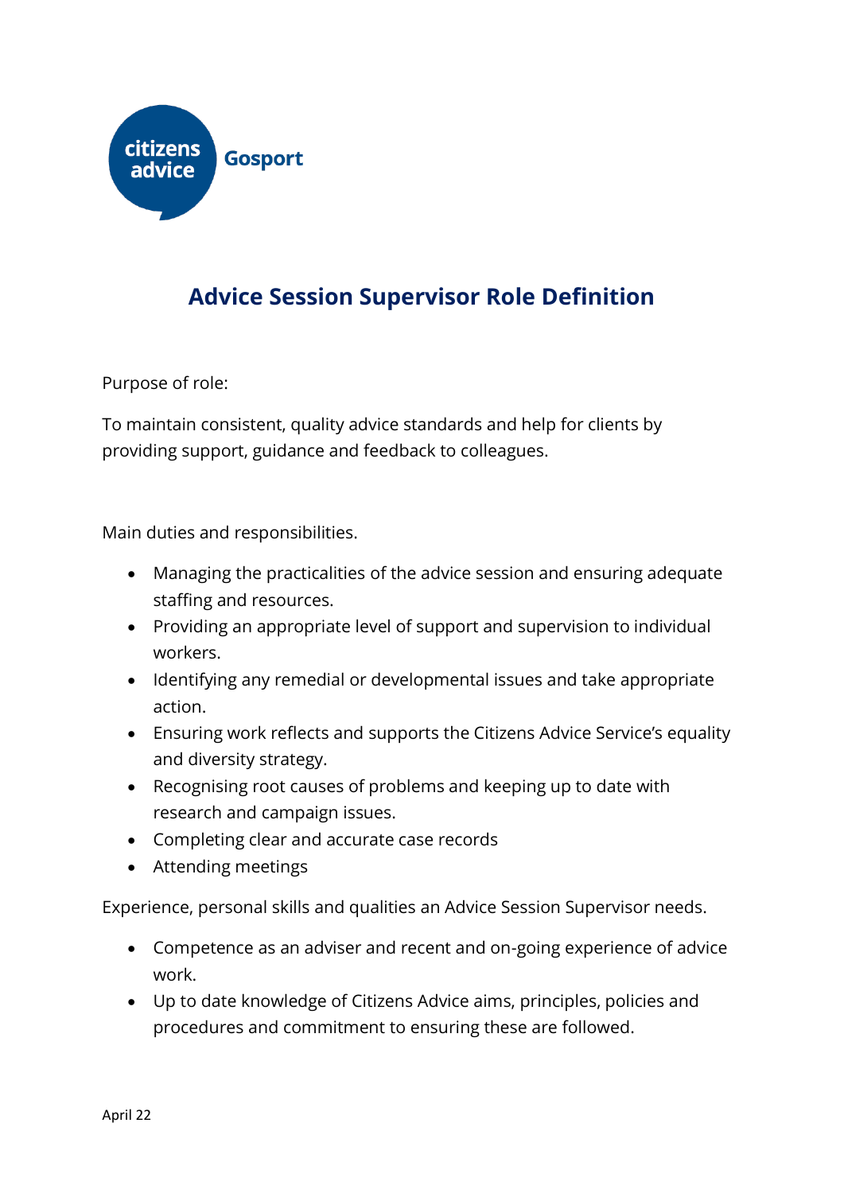citizens advice Gosport

# Advice Session Supervisor Role Definition

Purpose of role:

To maintain consistent, quality advice standards and help for clients by providing support, guidance and feedback to colleagues.

Main duties and responsibilities.

- Managing the practicalities of the advice session and ensuring adequate staffing and resources.
- Providing an appropriate level of support and supervision to individual workers.
- Identifying any remedial or developmental issues and take appropriate action.
- Ensuring work reflects and supports the Citizens Advice Service's equality and diversity strategy.
- Recognising root causes of problems and keeping up to date with research and campaign issues.
- Completing clear and accurate case records
- Attending meetings

Experience, personal skills and qualities an Advice Session Supervisor needs.

- Competence as an adviser and recent and on-going experience of advice work.
- Up to date knowledge of Citizens Advice aims, principles, policies and procedures and commitment to ensuring these are followed.

April 22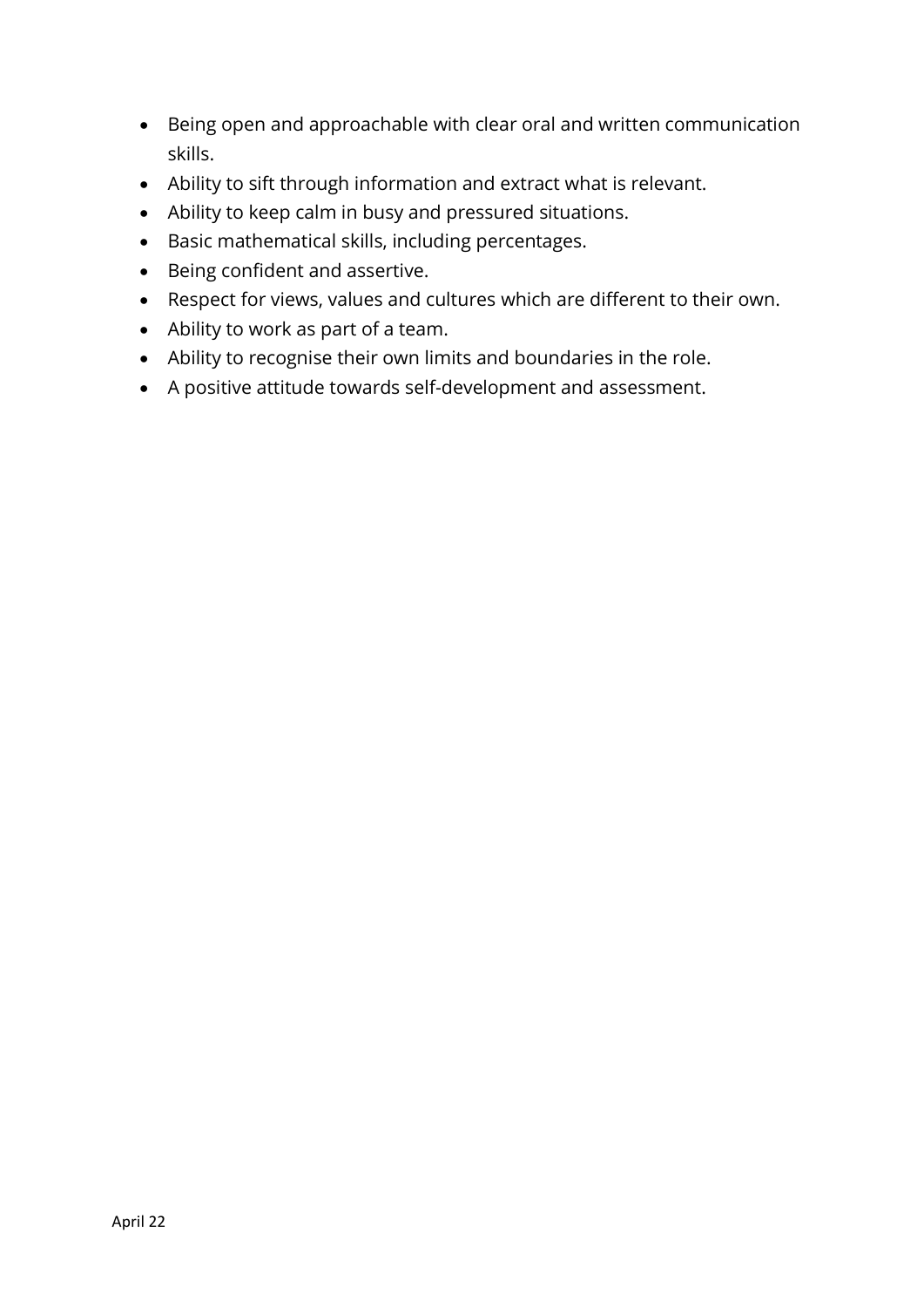- Being open and approachable with clear oral and written communication skills.
- Ability to sift through information and extract what is relevant.
- Ability to keep calm in busy and pressured situations.
- Basic mathematical skills, including percentages.
- Being confident and assertive.
- Respect for views, values and cultures which are different to their own.
- Ability to work as part of a team.
- Ability to recognise their own limits and boundaries in the role.
- A positive attitude towards self-development and assessment.